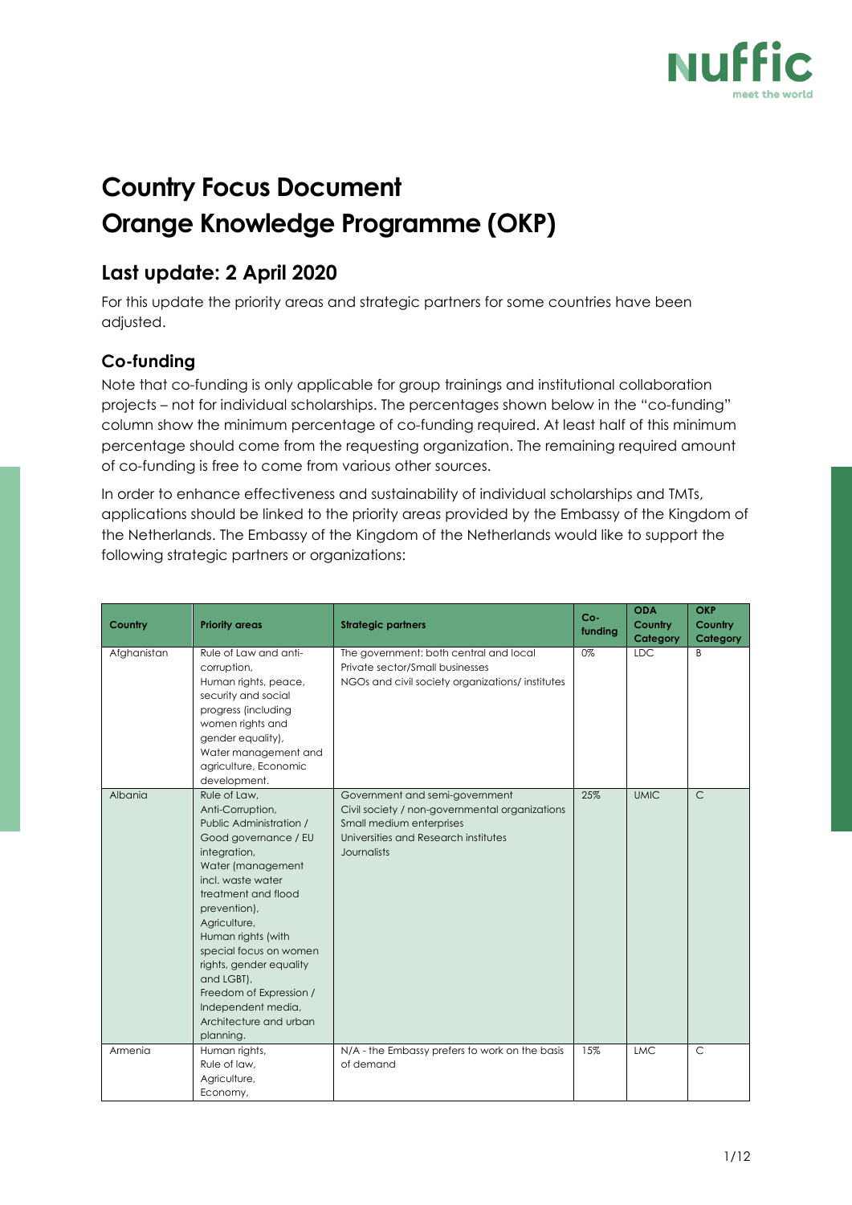# Country Focus Document
# Orange Knowledge Programme (OKP)

## Last update: 2 April 2020

For this update the priority areas and strategic partners for some countries have been adjusted.

### Co-funding

Note that co-funding is only applicable for group trainings and institutional collaboration projects – not for individual scholarships. The percentages shown below in the "co-funding" column show the minimum percentage of co-funding required. At least half of this minimum percentage should come from the requesting organization. The remaining required amount of co-funding is free to come from various other sources.

In order to enhance effectiveness and sustainability of individual scholarships and TMTs, applications should be linked to the priority areas provided by the Embassy of the Kingdom of the Netherlands. The Embassy of the Kingdom of the Netherlands would like to support the following strategic partners or organizations:

| Country | Priority areas | Strategic partners | Co-funding | ODA Country Category | OKP Country Category |
|---|---|---|---|---|---|
| Afghanistan | Rule of Law and anti-corruption,<br>Human rights, peace, security and social progress (including women rights and gender equality),<br>Water management and agriculture, Economic development. | The government: both central and local<br>Private sector/Small businesses<br>NGOs and civil society organizations/ institutes | 0% | LDC | B |
| Albania | Rule of Law,<br>Anti-Corruption,<br>Public Administration / Good governance / EU integration,<br>Water (management incl. waste water treatment and flood prevention),<br>Agriculture,<br>Human rights (with special focus on women rights, gender equality and LGBT),<br>Freedom of Expression / Independent media,<br>Architecture and urban planning. | Government and semi-government<br>Civil society / non-governmental organizations<br>Small medium enterprises<br>Universities and Research institutes<br>Journalists | 25% | UMIC | C |
| Armenia | Human rights,<br>Rule of law,<br>Agriculture,<br>Economy, | N/A - the Embassy prefers to work on the basis of demand | 15% | LMC | C |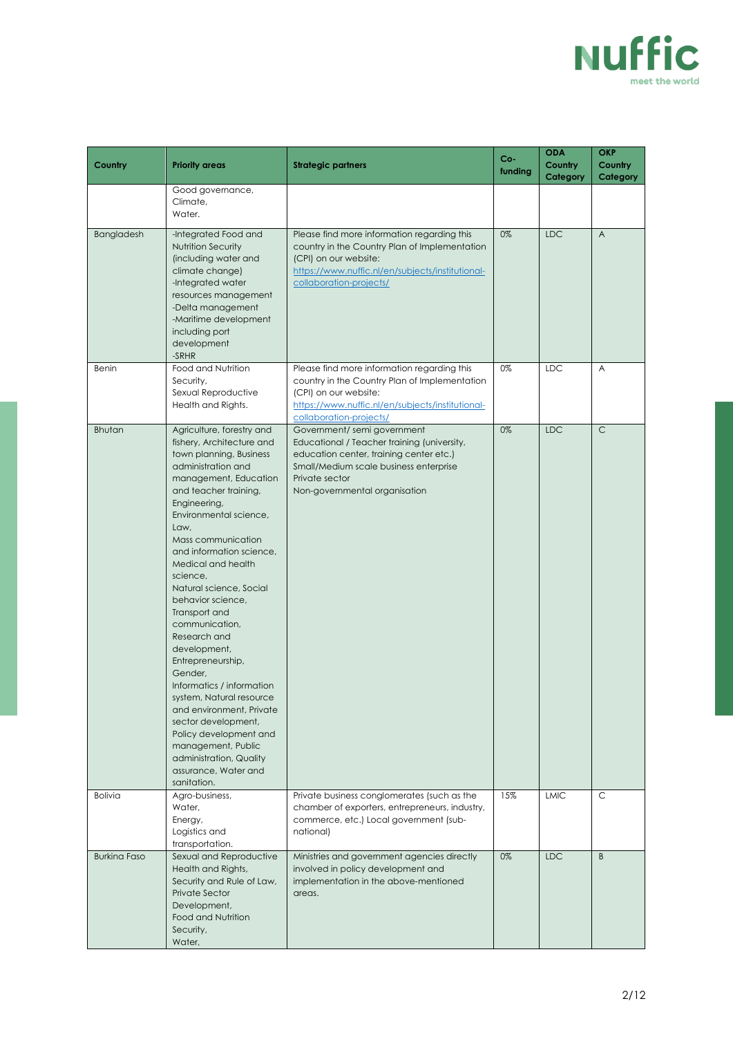| Country | Priority areas | Strategic partners | Co-funding | ODA Country Category | OKP Country Category |
|---|---|---|---|---|---|
| | Good governance,<br>Climate,<br>Water. | | | | |
| Bangladesh | -Integrated Food and Nutrition Security (including water and climate change)<br>-Integrated water resources management<br>-Delta management<br>-Maritime development including port development<br>-SRHR | Please find more information regarding this country in the Country Plan of Implementation (CPI) on our website: https://www.nuffic.nl/en/subjects/institutional-collaboration-projects/ | 0% | LDC | A |
| Benin | Food and Nutrition Security,<br>Sexual Reproductive Health and Rights. | Please find more information regarding this country in the Country Plan of Implementation (CPI) on our website: https://www.nuffic.nl/en/subjects/institutional-collaboration-projects/ | 0% | LDC | A |
| Bhutan | Agriculture, forestry and fishery, Architecture and town planning, Business administration and management, Education and teacher training, Engineering, Environmental science, Law,<br>Mass communication and information science, Medical and health science,<br>Natural science, Social behavior science,<br>Transport and communication,<br>Research and development,<br>Entrepreneurship,<br>Gender,<br>Informatics / information system, Natural resource and environment, Private sector development, Policy development and management, Public administration, Quality assurance, Water and sanitation. | Government/ semi government<br>Educational / Teacher training (university, education center, training center etc.)<br>Small/Medium scale business enterprise<br>Private sector<br>Non-governmental organisation | 0% | LDC | C |
| Bolivia | Agro-business,<br>Water,<br>Energy,<br>Logistics and transportation. | Private business conglomerates (such as the chamber of exporters, entrepreneurs, industry, commerce, etc.) Local government (sub-national) | 15% | LMIC | C |
| Burkina Faso | Sexual and Reproductive Health and Rights,<br>Security and Rule of Law,<br>Private Sector Development,<br>Food and Nutrition Security,<br>Water, | Ministries and government agencies directly involved in policy development and implementation in the above-mentioned areas. | 0% | LDC | B |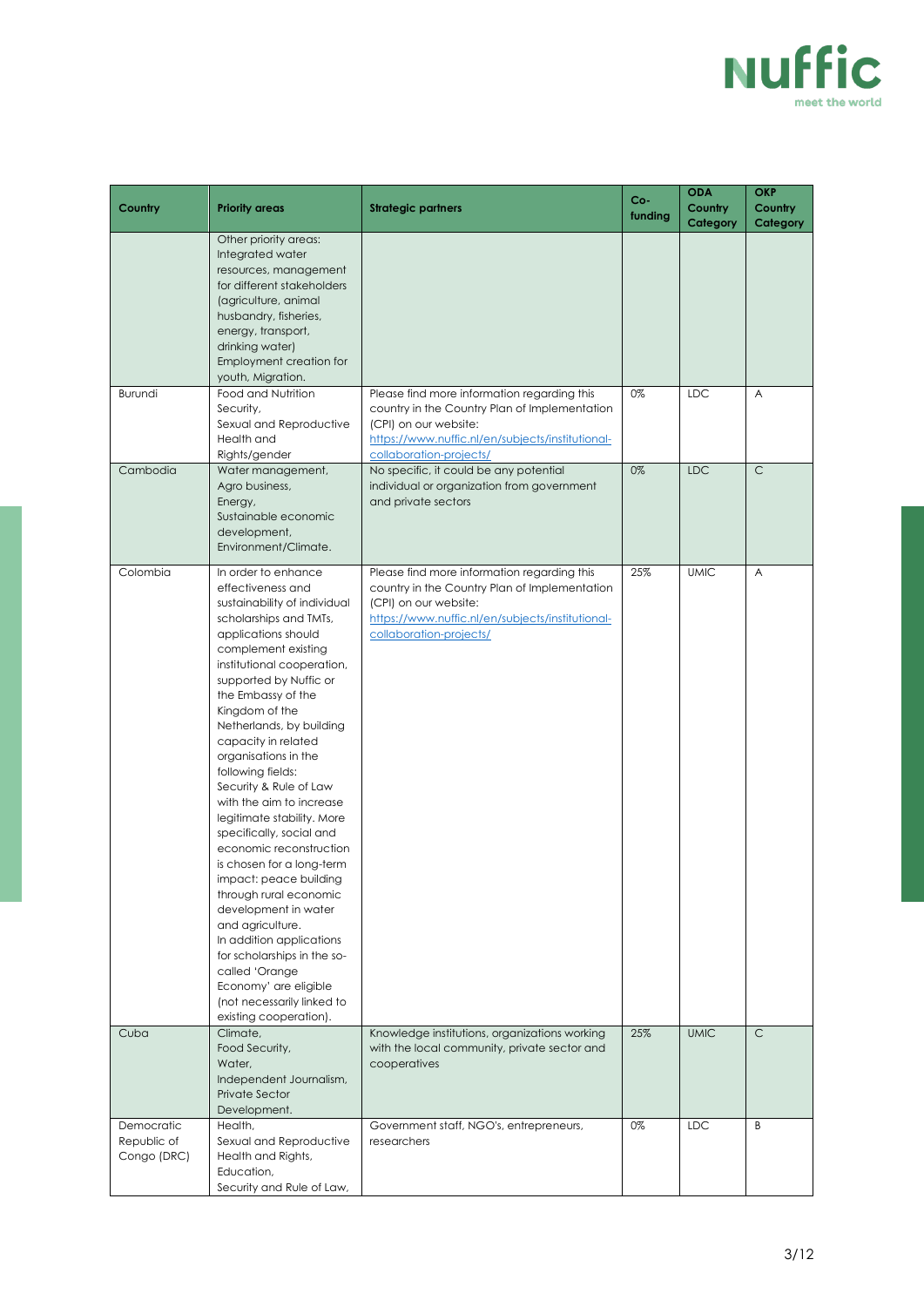| Country | Priority areas | Strategic partners | Co-funding | ODA Country Category | OKP Country Category |
|---|---|---|---|---|---|
| | Other priority areas: Integrated water resources, management for different stakeholders (agriculture, animal husbandry, fisheries, energy, transport, drinking water) Employment creation for youth, Migration. | | | | |
| Burundi | Food and Nutrition Security, Sexual and Reproductive Health and Rights/gender | Please find more information regarding this country in the Country Plan of Implementation (CPI) on our website: https://www.nuffic.nl/en/subjects/institutional-collaboration-projects/ | 0% | LDC | A |
| Cambodia | Water management, Agro business, Energy, Sustainable economic development, Environment/Climate. | No specific, it could be any potential individual or organization from government and private sectors | 0% | LDC | C |
| Colombia | In order to enhance effectiveness and sustainability of individual scholarships and TMTs, applications should complement existing institutional cooperation, supported by Nuffic or the Embassy of the Kingdom of the Netherlands, by building capacity in related organisations in the following fields: Security & Rule of Law with the aim to increase legitimate stability. More specifically, social and economic reconstruction is chosen for a long-term impact: peace building through rural economic development in water and agriculture. In addition applications for scholarships in the so-called 'Orange Economy' are eligible (not necessarily linked to existing cooperation). | Please find more information regarding this country in the Country Plan of Implementation (CPI) on our website: https://www.nuffic.nl/en/subjects/institutional-collaboration-projects/ | 25% | UMIC | A |
| Cuba | Climate, Food Security, Water, Independent Journalism, Private Sector Development. | Knowledge institutions, organizations working with the local community, private sector and cooperatives | 25% | UMIC | C |
| Democratic Republic of Congo (DRC) | Health, Sexual and Reproductive Health and Rights, Education, Security and Rule of Law, | Government staff, NGO's, entrepreneurs, researchers | 0% | LDC | B |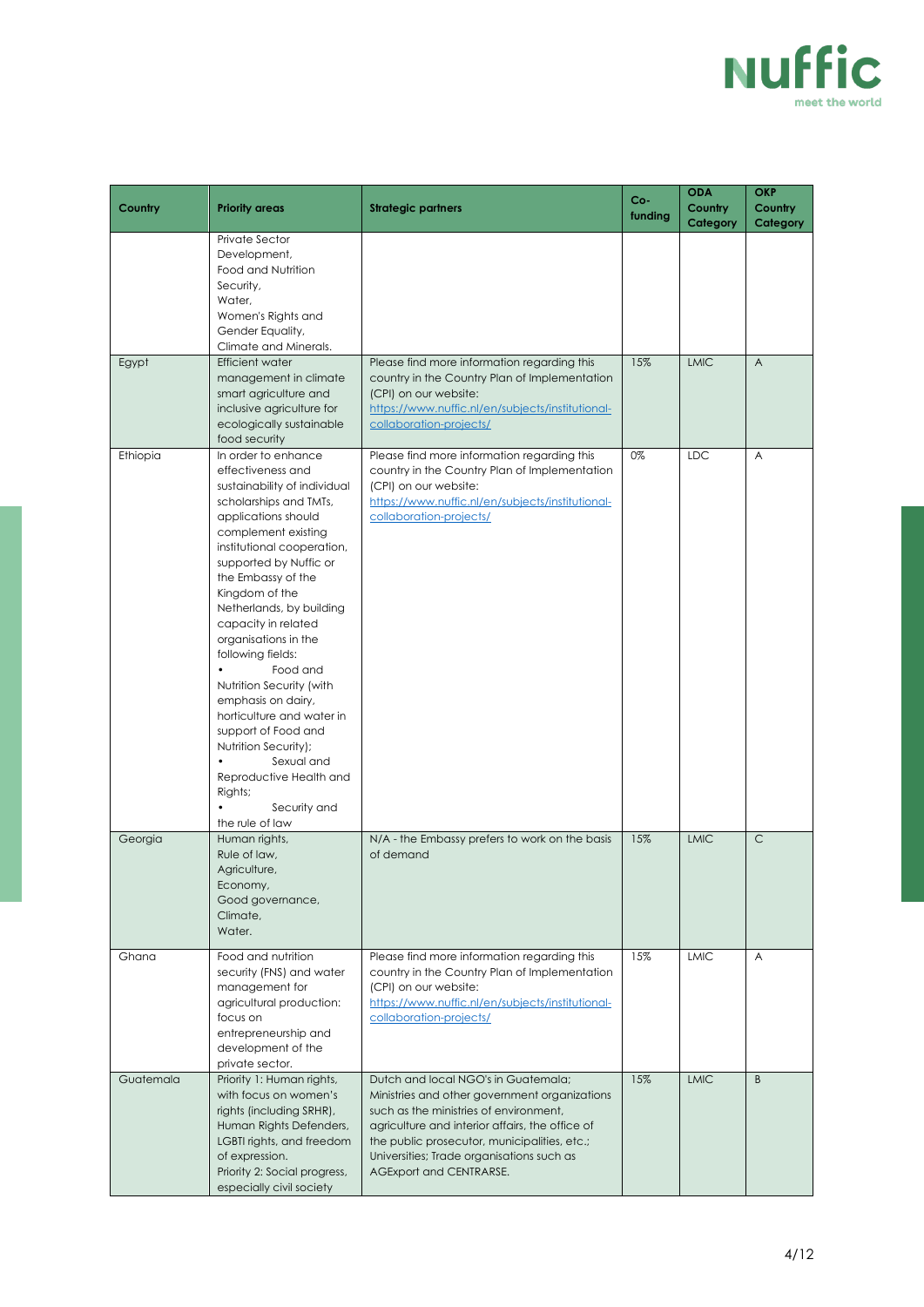| Country | Priority areas | Strategic partners | Co-funding | ODA Country Category | OKP Country Category |
|---|---|---|---|---|---|
| | Private Sector Development, Food and Nutrition Security, Water, Women's Rights and Gender Equality, Climate and Minerals. | | | | |
| Egypt | Efficient water management in climate smart agriculture and inclusive agriculture for ecologically sustainable food security | Please find more information regarding this country in the Country Plan of Implementation (CPI) on our website: https://www.nuffic.nl/en/subjects/institutional-collaboration-projects/ | 15% | LMIC | A |
| Ethiopia | In order to enhance effectiveness and sustainability of individual scholarships and TMTs, applications should complement existing institutional cooperation, supported by Nuffic or the Embassy of the Kingdom of the Netherlands, by building capacity in related organisations in the following fields: • Food and Nutrition Security (with emphasis on dairy, horticulture and water in support of Food and Nutrition Security); • Sexual and Reproductive Health and Rights; • Security and the rule of law | Please find more information regarding this country in the Country Plan of Implementation (CPI) on our website: https://www.nuffic.nl/en/subjects/institutional-collaboration-projects/ | 0% | LDC | A |
| Georgia | Human rights, Rule of law, Agriculture, Economy, Good governance, Climate, Water. | N/A - the Embassy prefers to work on the basis of demand | 15% | LMIC | C |
| Ghana | Food and nutrition security (FNS) and water management for agricultural production: focus on entrepreneurship and development of the private sector. | Please find more information regarding this country in the Country Plan of Implementation (CPI) on our website: https://www.nuffic.nl/en/subjects/institutional-collaboration-projects/ | 15% | LMIC | A |
| Guatemala | Priority 1: Human rights, with focus on women's rights (including SRHR), Human Rights Defenders, LGBTI rights, and freedom of expression. Priority 2: Social progress, especially civil society | Dutch and local NGO's in Guatemala; Ministries and other government organizations such as the ministries of environment, agriculture and interior affairs, the office of the public prosecutor, municipalities, etc.; Universities; Trade organisations such as AGExport and CENTRARSE. | 15% | LMIC | B |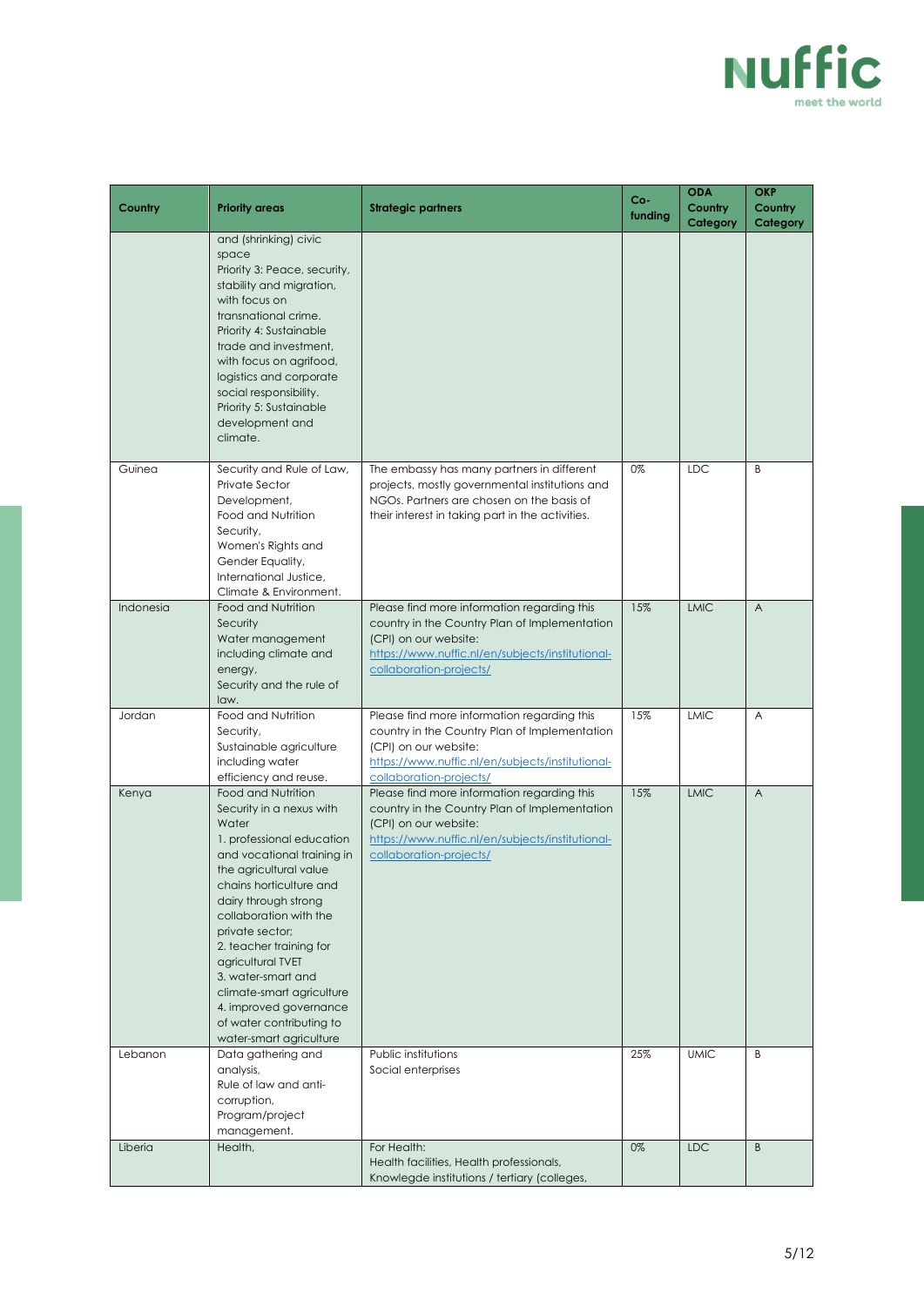| Country | Priority areas | Strategic partners | Co-funding | ODA Country Category | OKP Country Category |
|---|---|---|---|---|---|
| | and (shrinking) civic space<br>Priority 3: Peace, security, stability and migration, with focus on transnational crime.<br>Priority 4: Sustainable trade and investment, with focus on agrifood, logistics and corporate social responsibility.<br>Priority 5: Sustainable development and climate. | | | | |
| Guinea | Security and Rule of Law,<br>Private Sector Development,<br>Food and Nutrition Security,<br>Women's Rights and Gender Equality,<br>International Justice,<br>Climate & Environment. | The embassy has many partners in different projects, mostly governmental institutions and NGOs. Partners are chosen on the basis of their interest in taking part in the activities. | 0% | LDC | B |
| Indonesia | Food and Nutrition Security<br>Water management including climate and energy,<br>Security and the rule of law. | Please find more information regarding this country in the Country Plan of Implementation (CPI) on our website: [https://www.nuffic.nl/en/subjects/institutional-collaboration-projects/](https://www.nuffic.nl/en/subjects/institutional-collaboration-projects/) | 15% | LMIC | A |
| Jordan | Food and Nutrition Security,<br>Sustainable agriculture including water efficiency and reuse. | Please find more information regarding this country in the Country Plan of Implementation (CPI) on our website: [https://www.nuffic.nl/en/subjects/institutional-collaboration-projects/](https://www.nuffic.nl/en/subjects/institutional-collaboration-projects/) | 15% | LMIC | A |
| Kenya | Food and Nutrition Security in a nexus with Water<br>1. professional education and vocational training in the agricultural value chains horticulture and dairy through strong collaboration with the private sector;<br>2. teacher training for agricultural TVET<br>3. water-smart and climate-smart agriculture<br>4. improved governance of water contributing to water-smart agriculture | Please find more information regarding this country in the Country Plan of Implementation (CPI) on our website: [https://www.nuffic.nl/en/subjects/institutional-collaboration-projects/](https://www.nuffic.nl/en/subjects/institutional-collaboration-projects/) | 15% | LMIC | A |
| Lebanon | Data gathering and analysis,<br>Rule of law and anti-corruption,<br>Program/project management. | Public institutions<br>Social enterprises | 25% | UMIC | B |
| Liberia | Health, | For Health:<br>Health facilities, Health professionals, Knowlegde institutions / tertiary (colleges, | 0% | LDC | B |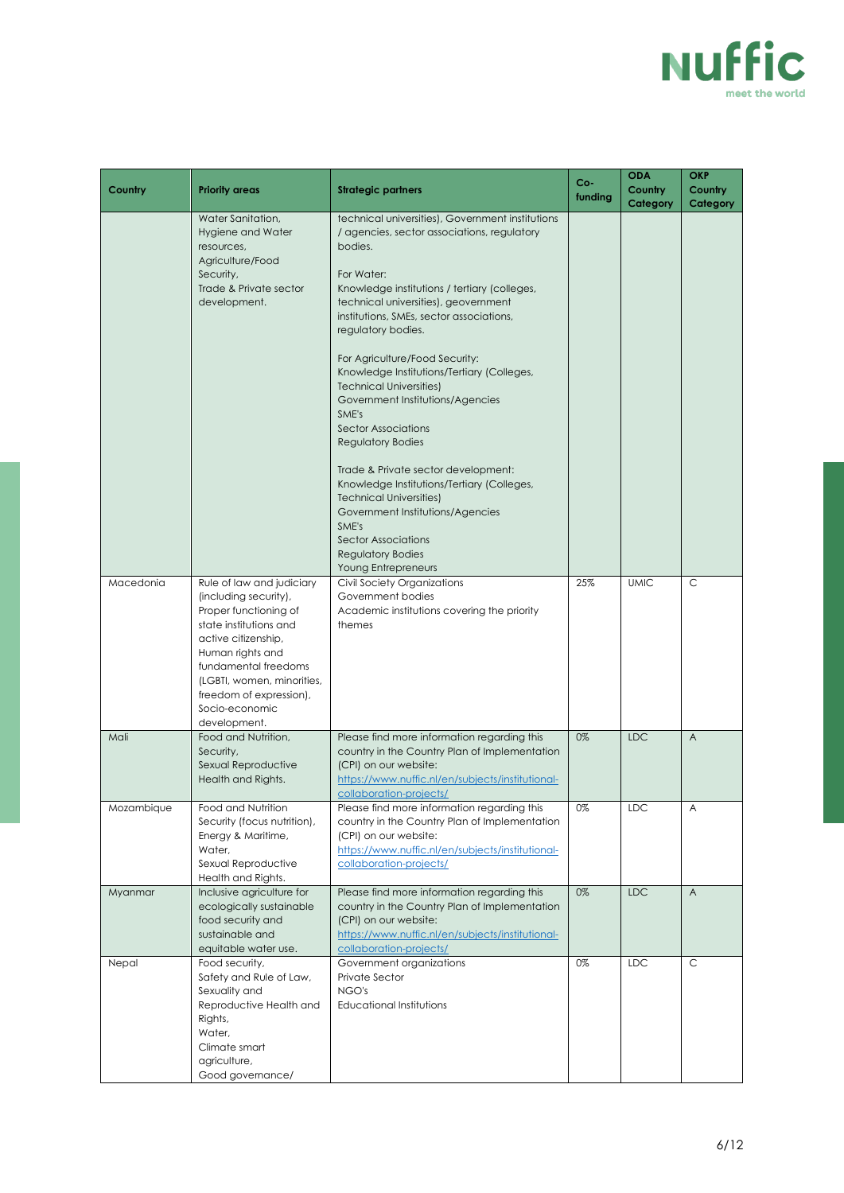| Country | Priority areas | Strategic partners | Co-funding | ODA Country Category | OKP Country Category |
|---|---|---|---|---|---|
| | Water Sanitation, Hygiene and Water resources, Agriculture/Food Security, Trade & Private sector development. | technical universities), Government institutions / agencies, sector associations, regulatory bodies.<br><br>For Water:<br>Knowledge institutions / tertiary (colleges, technical universities), geovernment institutions, SMEs, sector associations, regulatory bodies.<br><br>For Agriculture/Food Security:<br>Knowledge Institutions/Tertiary (Colleges, Technical Universities)<br>Government Institutions/Agencies<br>SME's<br>Sector Associations<br>Regulatory Bodies<br><br>Trade & Private sector development:<br>Knowledge Institutions/Tertiary (Colleges, Technical Universities)<br>Government Institutions/Agencies<br>SME's<br>Sector Associations<br>Regulatory Bodies<br>Young Entrepreneurs | | | |
| Macedonia | Rule of law and judiciary (including security), Proper functioning of state institutions and active citizenship, Human rights and fundamental freedoms (LGBTI, women, minorities, freedom of expression), Socio-economic development. | Civil Society Organizations<br>Government bodies<br>Academic institutions covering the priority themes | 25% | UMIC | C |
| Mali | Food and Nutrition, Security, Sexual Reproductive Health and Rights. | Please find more information regarding this country in the Country Plan of Implementation (CPI) on our website: [https://www.nuffic.nl/en/subjects/institutional-collaboration-projects/](https://www.nuffic.nl/en/subjects/institutional-collaboration-projects/) | 0% | LDC | A |
| Mozambique | Food and Nutrition Security (focus nutrition), Energy & Maritime, Water, Sexual Reproductive Health and Rights. | Please find more information regarding this country in the Country Plan of Implementation (CPI) on our website: [https://www.nuffic.nl/en/subjects/institutional-collaboration-projects/](https://www.nuffic.nl/en/subjects/institutional-collaboration-projects/) | 0% | LDC | A |
| Myanmar | Inclusive agriculture for ecologically sustainable food security and sustainable and equitable water use. | Please find more information regarding this country in the Country Plan of Implementation (CPI) on our website: [https://www.nuffic.nl/en/subjects/institutional-collaboration-projects/](https://www.nuffic.nl/en/subjects/institutional-collaboration-projects/) | 0% | LDC | A |
| Nepal | Food security, Safety and Rule of Law, Sexuality and Reproductive Health and Rights, Water, Climate smart agriculture, Good governance/ | Government organizations<br>Private Sector<br>NGO's<br>Educational Institutions | 0% | LDC | C |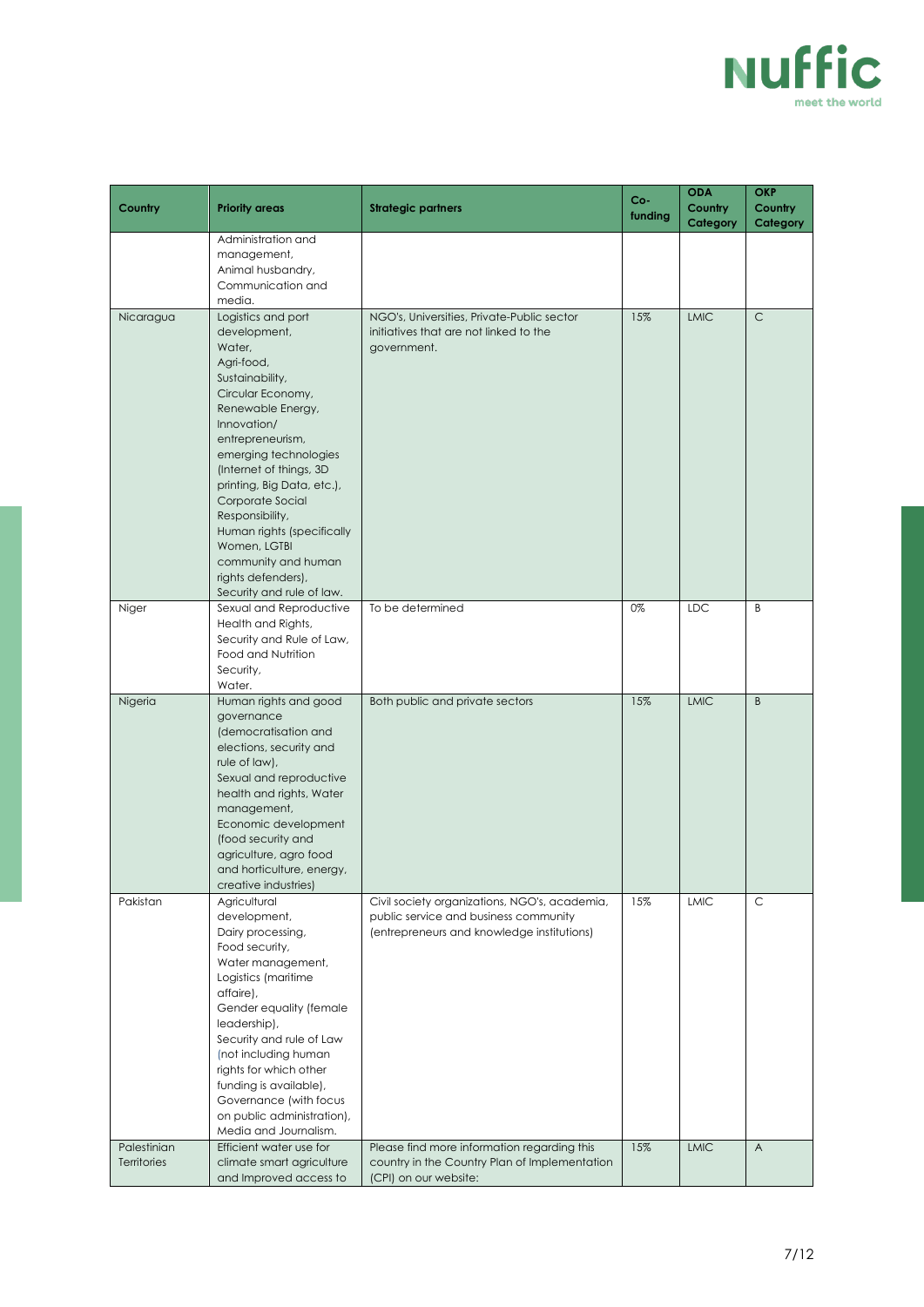| Country | Priority areas | Strategic partners | Co-funding | ODA Country Category | OKP Country Category |
|---|---|---|---|---|---|
| | Administration and management, Animal husbandry, Communication and media. | | | | |
| Nicaragua | Logistics and port development, Water, Agri-food, Sustainability, Circular Economy, Renewable Energy, Innovation/ entrepreneurism, emerging technologies (Internet of things, 3D printing, Big Data, etc.), Corporate Social Responsibility, Human rights (specifically Women, LGTBI community and human rights defenders), Security and rule of law. | NGO's, Universities, Private-Public sector initiatives that are not linked to the government. | 15% | LMIC | C |
| Niger | Sexual and Reproductive Health and Rights, Security and Rule of Law, Food and Nutrition Security, Water. | To be determined | 0% | LDC | B |
| Nigeria | Human rights and good governance (democratisation and elections, security and rule of law), Sexual and reproductive health and rights, Water management, Economic development (food security and agriculture, agro food and horticulture, energy, creative industries) | Both public and private sectors | 15% | LMIC | B |
| Pakistan | Agricultural development, Dairy processing, Food security, Water management, Logistics (maritime affaire), Gender equality (female leadership), Security and rule of Law (not including human rights for which other funding is available), Governance (with focus on public administration), Media and Journalism. | Civil society organizations, NGO's, academia, public service and business community (entrepreneurs and knowledge institutions) | 15% | LMIC | C |
| Palestinian Territories | Efficient water use for climate smart agriculture and Improved access to | Please find more information regarding this country in the Country Plan of Implementation (CPI) on our website: | 15% | LMIC | A |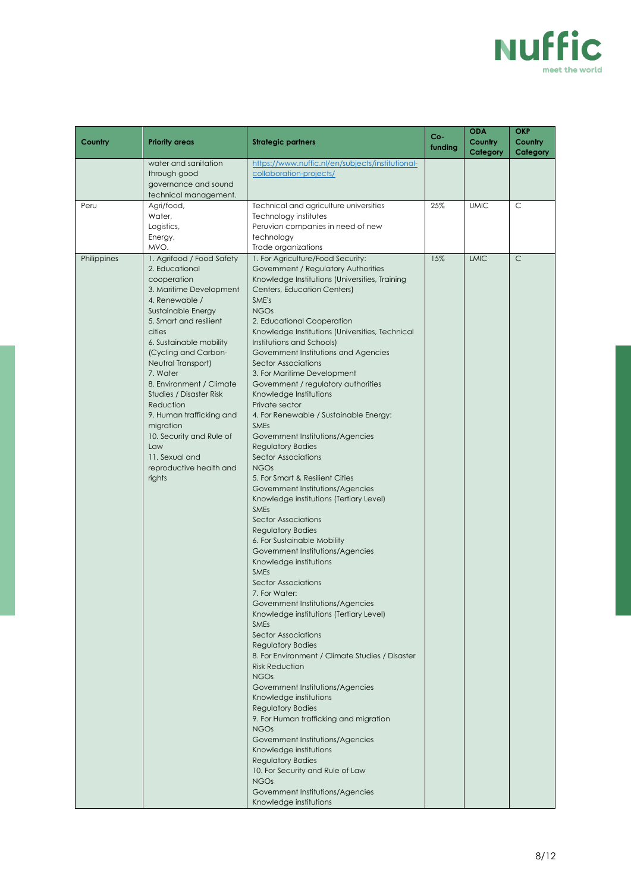| Country | Priority areas | Strategic partners | Co-funding | ODA Country Category | OKP Country Category |
|---|---|---|---|---|---|
| | water and sanitation through good governance and sound technical management. | https://www.nuffic.nl/en/subjects/institutional-collaboration-projects/ | | | |
| Peru | Agri/food,<br>Water,<br>Logistics,<br>Energy,<br>MVO. | Technical and agriculture universities<br>Technology institutes<br>Peruvian companies in need of new technology<br>Trade organizations | 25% | UMIC | C |
| Philippines | 1. Agrifood / Food Safety<br>2. Educational cooperation<br>3. Maritime Development<br>4. Renewable / Sustainable Energy<br>5. Smart and resilient cities<br>6. Sustainable mobility (Cycling and Carbon-Neutral Transport)<br>7. Water<br>8. Environment / Climate Studies / Disaster Risk Reduction<br>9. Human trafficking and migration<br>10. Security and Rule of Law<br>11. Sexual and reproductive health and rights | 1. For Agriculture/Food Security:<br>Government / Regulatory Authorities<br>Knowledge Institutions (Universities, Training Centers, Education Centers)<br>SME's<br>NGOs<br>2. Educational Cooperation<br>Knowledge Institutions (Universities, Technical Institutions and Schools)<br>Government Institutions and Agencies<br>Sector Associations<br>3. For Maritime Development<br>Government / regulatory authorities<br>Knowledge Institutions<br>Private sector<br>4. For Renewable / Sustainable Energy:<br>SMEs<br>Government Institutions/Agencies<br>Regulatory Bodies<br>Sector Associations<br>NGOs<br>5. For Smart & Resilient Cities<br>Government Institutions/Agencies<br>Knowledge institutions (Tertiary Level)<br>SMEs<br>Sector Associations<br>Regulatory Bodies<br>6. For Sustainable Mobility<br>Government Institutions/Agencies<br>Knowledge institutions<br>SMEs<br>Sector Associations<br>7. For Water:<br>Government Institutions/Agencies<br>Knowledge institutions (Tertiary Level)<br>SMEs<br>Sector Associations<br>Regulatory Bodies<br>8. For Environment / Climate Studies / Disaster Risk Reduction<br>NGOs<br>Government Institutions/Agencies<br>Knowledge institutions<br>Regulatory Bodies<br>9. For Human trafficking and migration<br>NGOs<br>Government Institutions/Agencies<br>Knowledge institutions<br>Regulatory Bodies<br>10. For Security and Rule of Law<br>NGOs<br>Government Institutions/Agencies<br>Knowledge institutions | 15% | LMIC | C |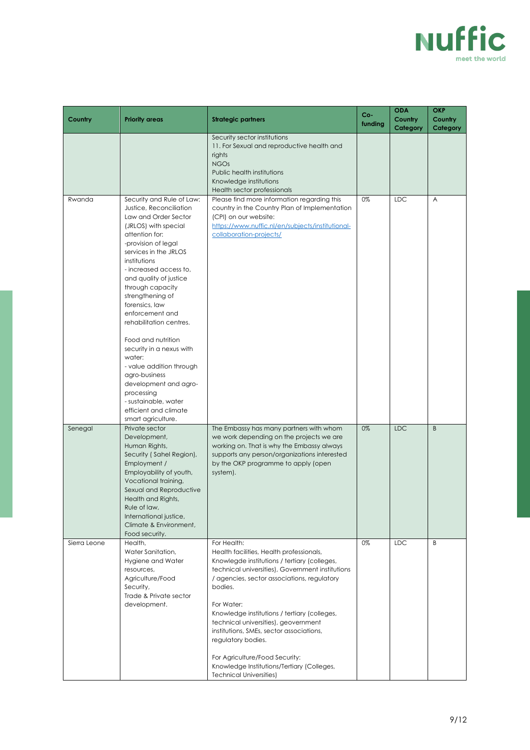| Country | Priority areas | Strategic partners | Co-funding | ODA Country Category | OKP Country Category |
|---|---|---|---|---|---|
| | | Security sector institutions<br>11. For Sexual and reproductive health and rights<br>NGOs<br>Public health institutions<br>Knowledge institutions<br>Health sector professionals | | | |
| Rwanda | Security and Rule of Law: Justice, Reconciliation Law and Order Sector (JRLOS) with special attention for:<br>-provision of legal services in the JRLOS institutions<br>- increased access to, and quality of justice through capacity strengthening of forensics, law enforcement and rehabilitation centres.<br><br>Food and nutrition security in a nexus with water:<br>- value addition through agro-business development and agro-processing<br>- sustainable, water efficient and climate smart agriculture. | Please find more information regarding this country in the Country Plan of Implementation (CPI) on our website: [https://www.nuffic.nl/en/subjects/institutional-collaboration-projects/](https://www.nuffic.nl/en/subjects/institutional-collaboration-projects/) | 0% | LDC | A |
| Senegal | Private sector Development,<br>Human Rights,<br>Security ( Sahel Region),<br>Employment / Employability of youth,<br>Vocational training,<br>Sexual and Reproductive Health and Rights,<br>Rule of law,<br>International justice,<br>Climate & Environment,<br>Food security. | The Embassy has many partners with whom we work depending on the projects we are working on. That is why the Embassy always supports any person/organizations interested by the OKP programme to apply (open system). | 0% | LDC | B |
| Sierra Leone | Health,<br>Water Sanitation, Hygiene and Water resources,<br>Agriculture/Food Security,<br>Trade & Private sector development. | For Health:<br>Health facilities, Health professionals, Knowlegde institutions / tertiary (colleges, technical universities), Government institutions / agencies, sector associations, regulatory bodies.<br><br>For Water:<br>Knowledge institutions / tertiary (colleges, technical universities), geovernment institutions, SMEs, sector associations, regulatory bodies.<br><br>For Agriculture/Food Security:<br>Knowledge Institutions/Tertiary (Colleges, Technical Universities) | 0% | LDC | B |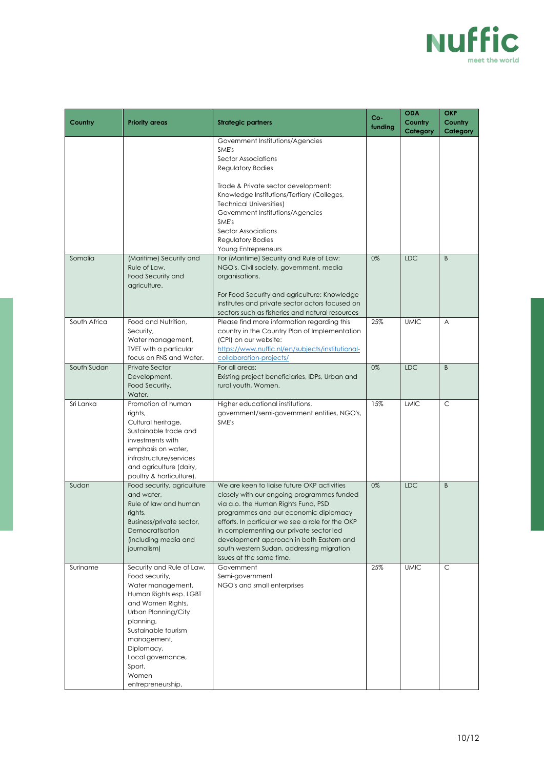| Country | Priority areas | Strategic partners | Co-funding | ODA Country Category | OKP Country Category |
|---|---|---|---|---|---|
| | | Government Institutions/Agencies<br>SME's<br>Sector Associations<br>Regulatory Bodies<br><br>Trade & Private sector development:<br>Knowledge Institutions/Tertiary (Colleges, Technical Universities)<br>Government Institutions/Agencies<br>SME's<br>Sector Associations<br>Regulatory Bodies<br>Young Entrepreneurs | | | |
| Somalia | (Maritime) Security and Rule of Law,<br>Food Security and agriculture. | For (Maritime) Security and Rule of Law: NGO's, Civil society, government, media organisations.<br><br>For Food Security and agriculture: Knowledge institutes and private sector actors focused on sectors such as fisheries and natural resources | 0% | LDC | B |
| South Africa | Food and Nutrition, Security,<br>Water management,<br>TVET with a particular focus on FNS and Water. | Please find more information regarding this country in the Country Plan of Implementation (CPI) on our website: [https://www.nuffic.nl/en/subjects/institutional-collaboration-projects/](https://www.nuffic.nl/en/subjects/institutional-collaboration-projects/) | 25% | UMIC | A |
| South Sudan | Private Sector Development,<br>Food Security,<br>Water. | For all areas:<br>Existing project beneficiaries, IDPs, Urban and rural youth, Women. | 0% | LDC | B |
| Sri Lanka | Promotion of human rights,<br>Cultural heritage,<br>Sustainable trade and investments with emphasis on water, infrastructure/services and agriculture (dairy, poultry & horticulture). | Higher educational institutions, government/semi-government entities, NGO's, SME's | 15% | LMIC | C |
| Sudan | Food security, agriculture and water,<br>Rule of law and human rights,<br>Business/private sector,<br>Democratisation (including media and journalism) | We are keen to liaise future OKP activities closely with our ongoing programmes funded via a.o. the Human Rights Fund, PSD programmes and our economic diplomacy efforts. In particular we see a role for the OKP in complementing our private sector led development approach in both Eastern and south western Sudan, addressing migration issues at the same time. | 0% | LDC | B |
| Suriname | Security and Rule of Law,<br>Food security,<br>Water management,<br>Human Rights esp. LGBT and Women Rights,<br>Urban Planning/City planning,<br>Sustainable tourism management,<br>Diplomacy,<br>Local governance,<br>Sport,<br>Women entrepreneurship, | Government<br>Semi-government<br>NGO's and small enterprises | 25% | UMIC | C |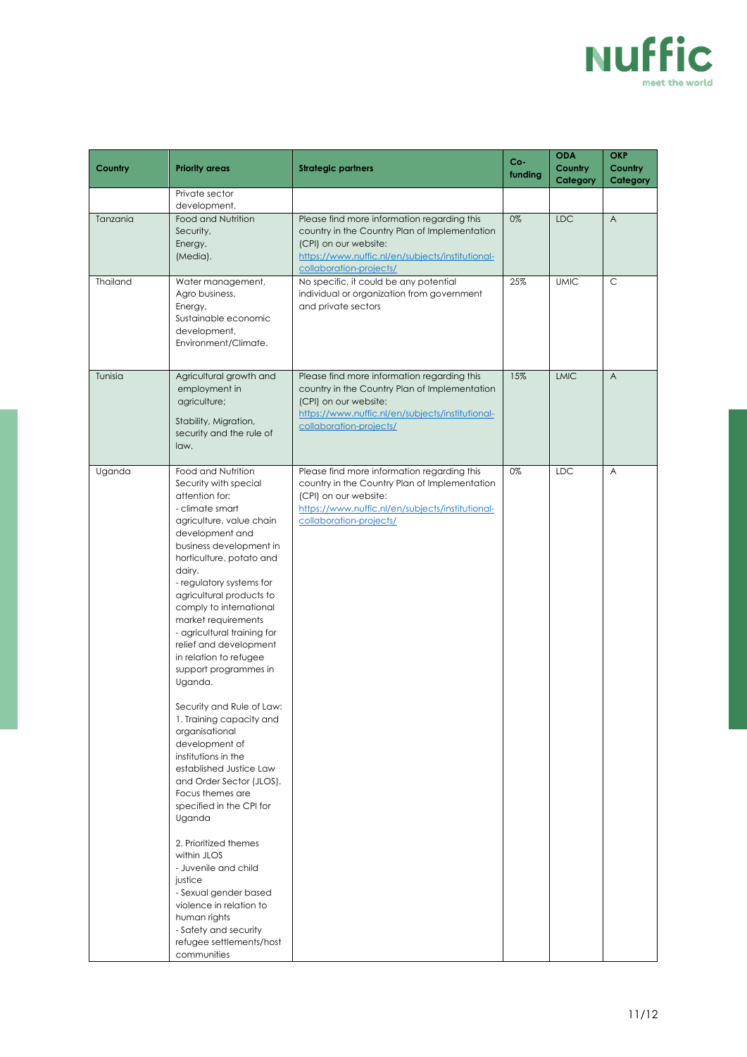| Country | Priority areas | Strategic partners | Co-funding | ODA Country Category | OKP Country Category |
|---|---|---|---|---|---|
| | Private sector development. | | | | |
| Tanzania | Food and Nutrition Security,<br>Energy,<br>(Media). | Please find more information regarding this country in the Country Plan of Implementation (CPI) on our website: [https://www.nuffic.nl/en/subjects/institutional-collaboration-projects/](https://www.nuffic.nl/en/subjects/institutional-collaboration-projects/) | 0% | LDC | A |
| Thailand | Water management,<br>Agro business,<br>Energy,<br>Sustainable economic development,<br>Environment/Climate. | No specific, it could be any potential individual or organization from government and private sectors | 25% | UMIC | C |
| Tunisia | Agricultural growth and employment in agriculture;<br><br>Stability, Migration, security and the rule of law. | Please find more information regarding this country in the Country Plan of Implementation (CPI) on our website: [https://www.nuffic.nl/en/subjects/institutional-collaboration-projects/](https://www.nuffic.nl/en/subjects/institutional-collaboration-projects/) | 15% | LMIC | A |
| Uganda | Food and Nutrition Security with special attention for:<br>- climate smart agriculture, value chain development and business development in horticulture, potato and dairy.<br>- regulatory systems for agricultural products to comply to international market requirements<br>- agricultural training for relief and development in relation to refugee support programmes in Uganda.<br><br>Security and Rule of Law:<br>1. Training capacity and organisational development of institutions in the established Justice Law and Order Sector (JLOS). Focus themes are specified in the CPI for Uganda<br><br>2. Prioritized themes within JLOS<br>- Juvenile and child justice<br>- Sexual gender based violence in relation to human rights<br>- Safety and security refugee settlements/host communities | Please find more information regarding this country in the Country Plan of Implementation (CPI) on our website: [https://www.nuffic.nl/en/subjects/institutional-collaboration-projects/](https://www.nuffic.nl/en/subjects/institutional-collaboration-projects/) | 0% | LDC | A |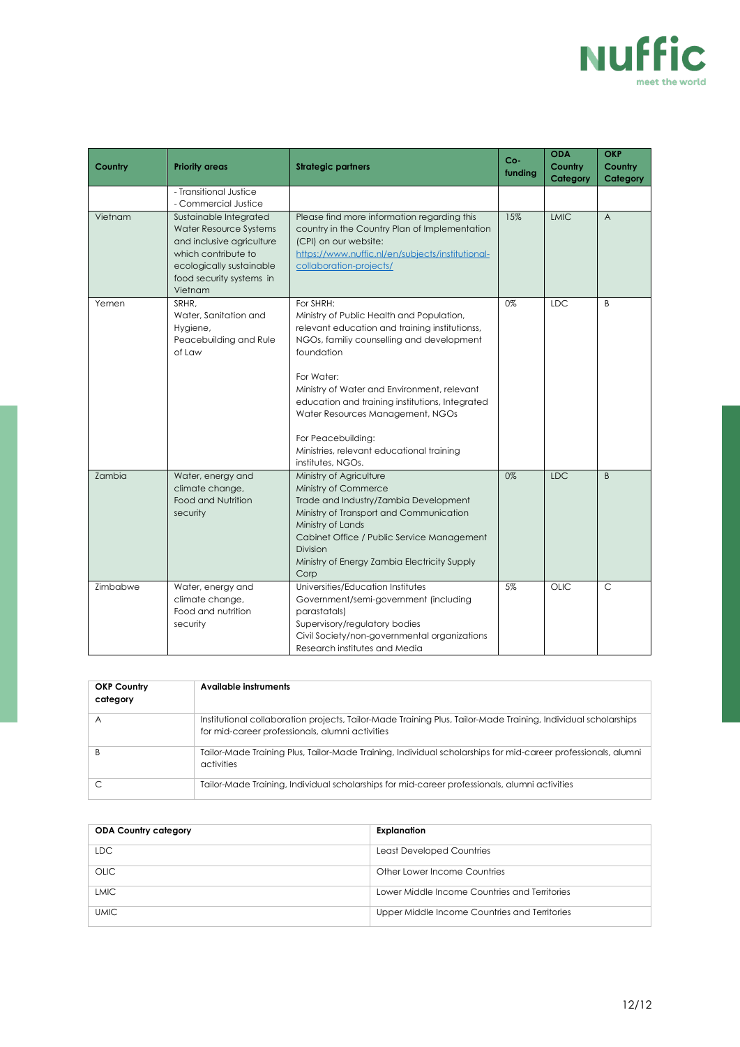| Country | Priority areas | Strategic partners | Co-funding | ODA Country Category | OKP Country Category |
|---|---|---|---|---|---|
| | - Transitional Justice<br>- Commercial Justice | | | | |
| Vietnam | Sustainable Integrated Water Resource Systems and inclusive agriculture which contribute to ecologically sustainable food security systems in Vietnam | Please find more information regarding this country in the Country Plan of Implementation (CPI) on our website: https://www.nuffic.nl/en/subjects/institutional-collaboration-projects/ | 15% | LMIC | A |
| Yemen | SRHR,<br>Water, Sanitation and Hygiene,<br>Peacebuilding and Rule of Law | For SHRH:<br>Ministry of Public Health and Population, relevant education and training institutionss, NGOs, familiy counselling and development foundation<br><br>For Water:<br>Ministry of Water and Environment, relevant education and training institutions, Integrated Water Resources Management, NGOs<br><br>For Peacebuilding:<br>Ministries, relevant educational training institutes, NGOs. | 0% | LDC | B |
| Zambia | Water, energy and climate change,<br>Food and Nutrition security | Ministry of Agriculture<br>Ministry of Commerce<br>Trade and Industry/Zambia Development<br>Ministry of Transport and Communication<br>Ministry of Lands<br>Cabinet Office / Public Service Management Division<br>Ministry of Energy Zambia Electricity Supply Corp | 0% | LDC | B |
| Zimbabwe | Water, energy and climate change,<br>Food and nutrition security | Universities/Education Institutes<br>Government/semi-government (including parastatals)<br>Supervisory/regulatory bodies<br>Civil Society/non-governmental organizations<br>Research institutes and Media | 5% | OLIC | C |

| OKP Country category | Available instruments |
|---|---|
| A | Institutional collaboration projects, Tailor-Made Training Plus, Tailor-Made Training, Individual scholarships for mid-career professionals, alumni activities |
| B | Tailor-Made Training Plus, Tailor-Made Training, Individual scholarships for mid-career professionals, alumni activities |
| C | Tailor-Made Training, Individual scholarships for mid-career professionals, alumni activities |

| ODA Country category | Explanation |
|---|---|
| LDC | Least Developed Countries |
| OLIC | Other Lower Income Countries |
| LMIC | Lower Middle Income Countries and Territories |
| UMIC | Upper Middle Income Countries and Territories |